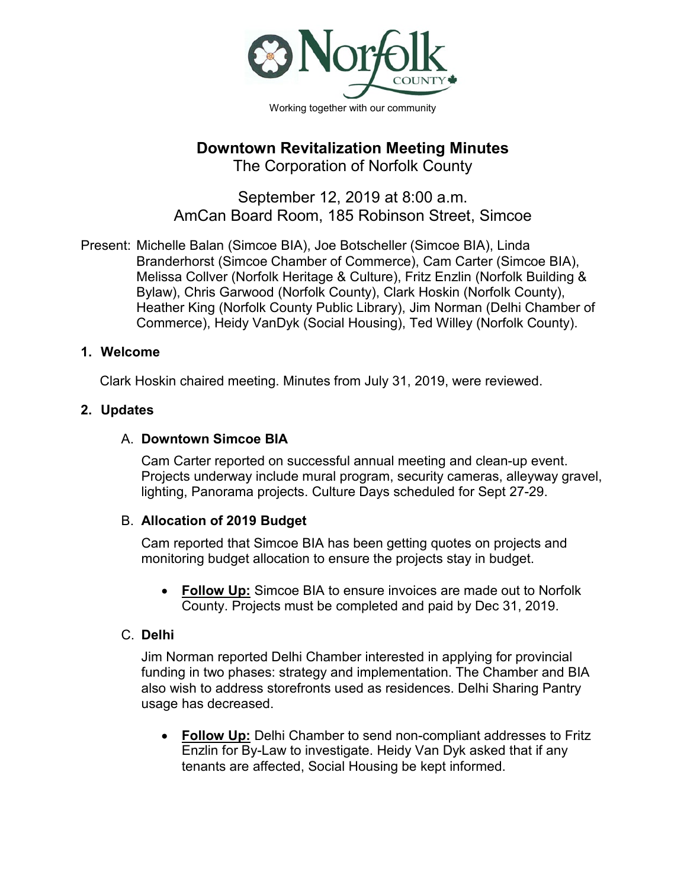Working together with our community

# Downtown Revitalization Meeting Minutes

The Corporation of Norfolk County

September 12, 2019 at 8:00 a.m.
AmCan Board Room, 185 Robinson Street, Simcoe

Present: Michelle Balan (Simcoe BIA), Joe Botscheller (Simcoe BIA), Linda Branderhorst (Simcoe Chamber of Commerce), Cam Carter (Simcoe BIA), Melissa Collver (Norfolk Heritage & Culture), Fritz Enzlin (Norfolk Building & Bylaw), Chris Garwood (Norfolk County), Clark Hoskin (Norfolk County), Heather King (Norfolk County Public Library), Jim Norman (Delhi Chamber of Commerce), Heidy VanDyk (Social Housing), Ted Willey (Norfolk County).

## 1. Welcome

Clark Hoskin chaired meeting. Minutes from July 31, 2019, were reviewed.

## 2. Updates

### A. Downtown Simcoe BIA

Cam Carter reported on successful annual meeting and clean-up event. Projects underway include mural program, security cameras, alleyway gravel, lighting, Panorama projects. Culture Days scheduled for Sept 27-29.

### B. Allocation of 2019 Budget

Cam reported that Simcoe BIA has been getting quotes on projects and monitoring budget allocation to ensure the projects stay in budget.

- **Follow Up:** Simcoe BIA to ensure invoices are made out to Norfolk County. Projects must be completed and paid by Dec 31, 2019.

### C. Delhi

Jim Norman reported Delhi Chamber interested in applying for provincial funding in two phases: strategy and implementation. The Chamber and BIA also wish to address storefronts used as residences. Delhi Sharing Pantry usage has decreased.

- **Follow Up:** Delhi Chamber to send non-compliant addresses to Fritz Enzlin for By-Law to investigate. Heidy Van Dyk asked that if any tenants are affected, Social Housing be kept informed.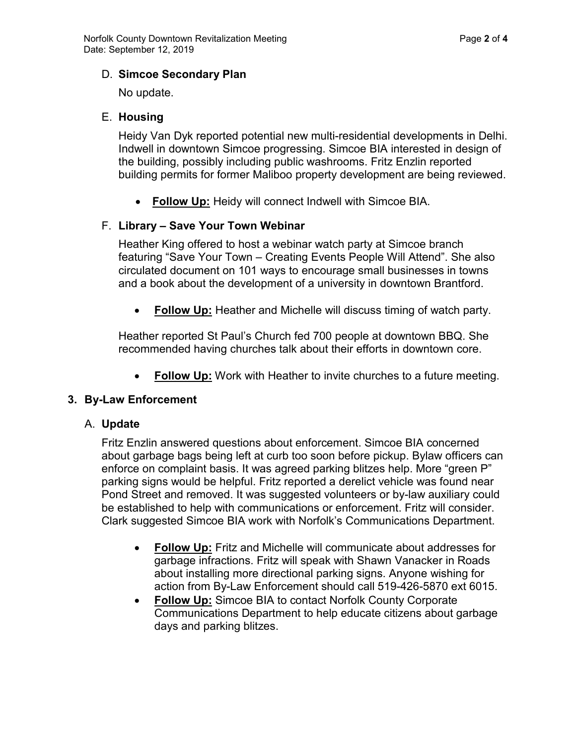### D. **Simcoe Secondary Plan**

No update.

### E. **Housing**

Heidy Van Dyk reported potential new multi-residential developments in Delhi. Indwell in downtown Simcoe progressing. Simcoe BIA interested in design of the building, possibly including public washrooms. Fritz Enzlin reported building permits for former Maliboo property development are being reviewed.

- **Follow Up:** Heidy will connect Indwell with Simcoe BIA.

### F. **Library – Save Your Town Webinar**

Heather King offered to host a webinar watch party at Simcoe branch featuring "Save Your Town – Creating Events People Will Attend". She also circulated document on 101 ways to encourage small businesses in towns and a book about the development of a university in downtown Brantford.

- **Follow Up:** Heather and Michelle will discuss timing of watch party.

Heather reported St Paul's Church fed 700 people at downtown BBQ. She recommended having churches talk about their efforts in downtown core.

- **Follow Up:** Work with Heather to invite churches to a future meeting.

## 3. By-Law Enforcement

### A. **Update**

Fritz Enzlin answered questions about enforcement. Simcoe BIA concerned about garbage bags being left at curb too soon before pickup. Bylaw officers can enforce on complaint basis. It was agreed parking blitzes help. More "green P" parking signs would be helpful. Fritz reported a derelict vehicle was found near Pond Street and removed. It was suggested volunteers or by-law auxiliary could be established to help with communications or enforcement. Fritz will consider. Clark suggested Simcoe BIA work with Norfolk's Communications Department.

- **Follow Up:** Fritz and Michelle will communicate about addresses for garbage infractions. Fritz will speak with Shawn Vanacker in Roads about installing more directional parking signs. Anyone wishing for action from By-Law Enforcement should call 519-426-5870 ext 6015.
- **Follow Up:** Simcoe BIA to contact Norfolk County Corporate Communications Department to help educate citizens about garbage days and parking blitzes.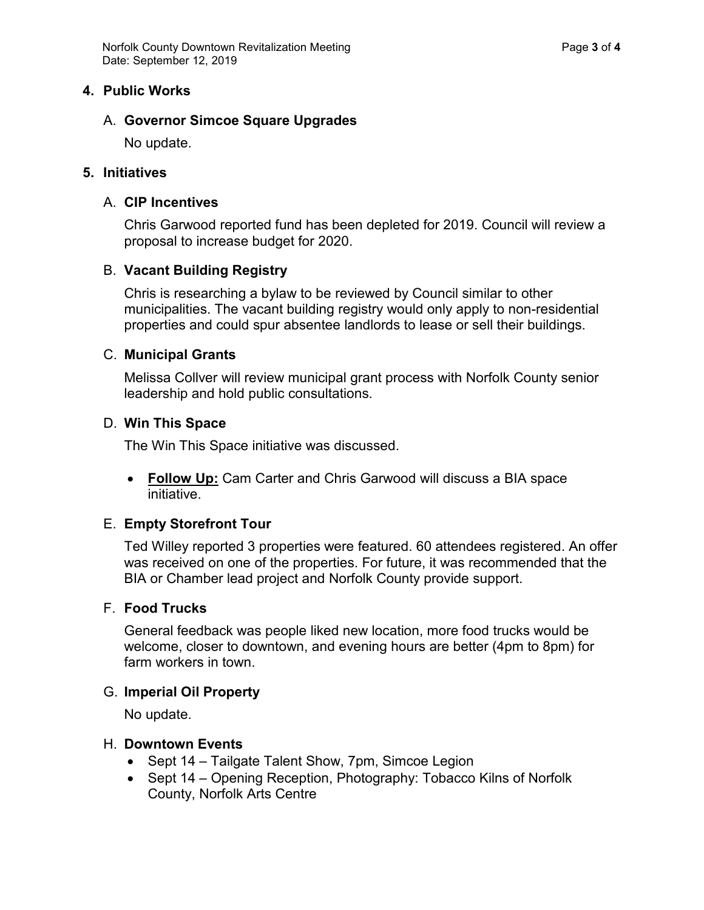## 4. Public Works

### A. Governor Simcoe Square Upgrades

No update.

## 5. Initiatives

### A. CIP Incentives

Chris Garwood reported fund has been depleted for 2019. Council will review a proposal to increase budget for 2020.

### B. Vacant Building Registry

Chris is researching a bylaw to be reviewed by Council similar to other municipalities. The vacant building registry would only apply to non-residential properties and could spur absentee landlords to lease or sell their buildings.

### C. Municipal Grants

Melissa Collver will review municipal grant process with Norfolk County senior leadership and hold public consultations.

### D. Win This Space

The Win This Space initiative was discussed.

- **Follow Up:** Cam Carter and Chris Garwood will discuss a BIA space initiative.

### E. Empty Storefront Tour

Ted Willey reported 3 properties were featured. 60 attendees registered. An offer was received on one of the properties. For future, it was recommended that the BIA or Chamber lead project and Norfolk County provide support.

### F. Food Trucks

General feedback was people liked new location, more food trucks would be welcome, closer to downtown, and evening hours are better (4pm to 8pm) for farm workers in town.

### G. Imperial Oil Property

No update.

### H. Downtown Events

- Sept 14 – Tailgate Talent Show, 7pm, Simcoe Legion
- Sept 14 – Opening Reception, Photography: Tobacco Kilns of Norfolk County, Norfolk Arts Centre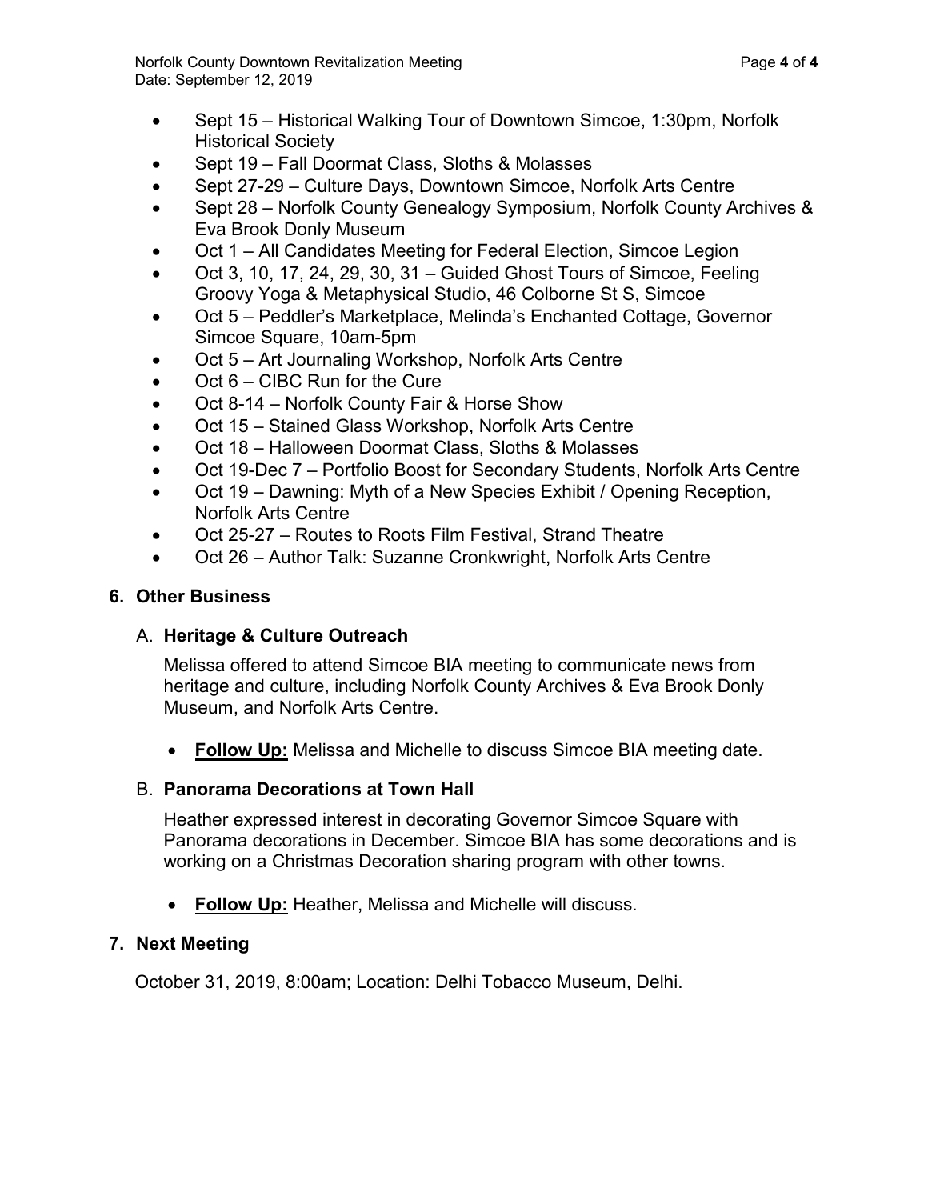- Sept 15 – Historical Walking Tour of Downtown Simcoe, 1:30pm, Norfolk Historical Society
- Sept 19 – Fall Doormat Class, Sloths & Molasses
- Sept 27-29 – Culture Days, Downtown Simcoe, Norfolk Arts Centre
- Sept 28 – Norfolk County Genealogy Symposium, Norfolk County Archives & Eva Brook Donly Museum
- Oct 1 – All Candidates Meeting for Federal Election, Simcoe Legion
- Oct 3, 10, 17, 24, 29, 30, 31 – Guided Ghost Tours of Simcoe, Feeling Groovy Yoga & Metaphysical Studio, 46 Colborne St S, Simcoe
- Oct 5 – Peddler's Marketplace, Melinda's Enchanted Cottage, Governor Simcoe Square, 10am-5pm
- Oct 5 – Art Journaling Workshop, Norfolk Arts Centre
- Oct 6 – CIBC Run for the Cure
- Oct 8-14 – Norfolk County Fair & Horse Show
- Oct 15 – Stained Glass Workshop, Norfolk Arts Centre
- Oct 18 – Halloween Doormat Class, Sloths & Molasses
- Oct 19-Dec 7 – Portfolio Boost for Secondary Students, Norfolk Arts Centre
- Oct 19 – Dawning: Myth of a New Species Exhibit / Opening Reception, Norfolk Arts Centre
- Oct 25-27 – Routes to Roots Film Festival, Strand Theatre
- Oct 26 – Author Talk: Suzanne Cronkwright, Norfolk Arts Centre

## 6. Other Business

### A. Heritage & Culture Outreach

Melissa offered to attend Simcoe BIA meeting to communicate news from heritage and culture, including Norfolk County Archives & Eva Brook Donly Museum, and Norfolk Arts Centre.

- **Follow Up:** Melissa and Michelle to discuss Simcoe BIA meeting date.

### B. Panorama Decorations at Town Hall

Heather expressed interest in decorating Governor Simcoe Square with Panorama decorations in December. Simcoe BIA has some decorations and is working on a Christmas Decoration sharing program with other towns.

- **Follow Up:** Heather, Melissa and Michelle will discuss.

## 7. Next Meeting

October 31, 2019, 8:00am; Location: Delhi Tobacco Museum, Delhi.